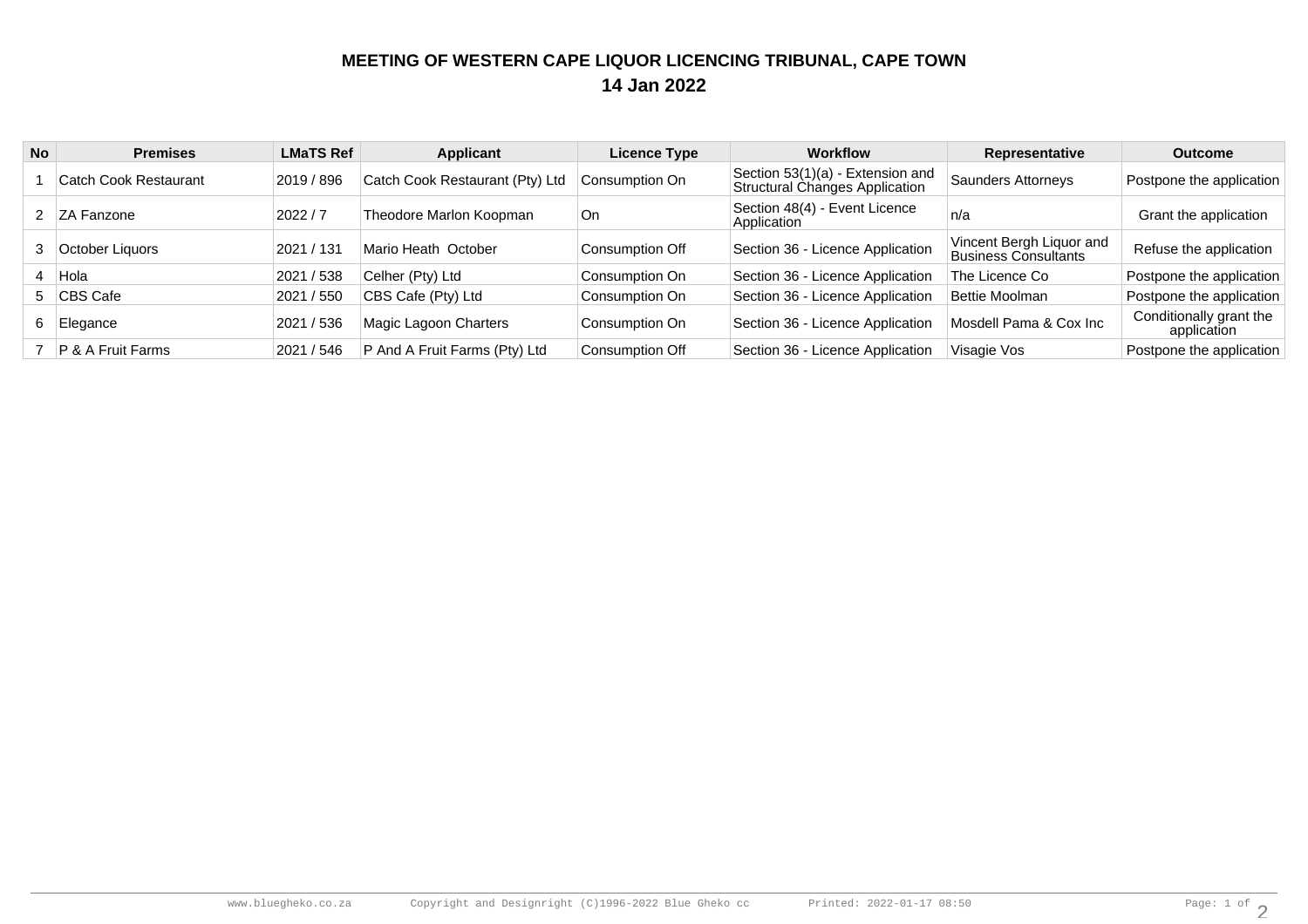# MEETING OF WESTERN CAPE LIQUOR LICENCING TRIBUNAL, CAPE TOWN

## 14 Jan 2022

| No | Premises | LMaTS Ref | Applicant | Licence Type | Workflow | Representative | Outcome |
|---|---|---|---|---|---|---|---|
| 1 | Catch Cook Restaurant | 2019 / 896 | Catch Cook Restaurant (Pty) Ltd | Consumption On | Section 53(1)(a) - Extension and Structural Changes Application | Saunders Attorneys | Postpone the application |
| 2 | ZA Fanzone | 2022 / 7 | Theodore Marlon Koopman | On | Section 48(4) - Event Licence Application | n/a | Grant the application |
| 3 | October Liquors | 2021 / 131 | Mario Heath October | Consumption Off | Section 36 - Licence Application | Vincent Bergh Liquor and Business Consultants | Refuse the application |
| 4 | Hola | 2021 / 538 | Celher (Pty) Ltd | Consumption On | Section 36 - Licence Application | The Licence Co | Postpone the application |
| 5 | CBS Cafe | 2021 / 550 | CBS Cafe (Pty) Ltd | Consumption On | Section 36 - Licence Application | Bettie Moolman | Postpone the application |
| 6 | Elegance | 2021 / 536 | Magic Lagoon Charters | Consumption On | Section 36 - Licence Application | Mosdell Pama & Cox Inc | Conditionally grant the application |
| 7 | P & A Fruit Farms | 2021 / 546 | P And A Fruit Farms (Pty) Ltd | Consumption Off | Section 36 - Licence Application | Visagie Vos | Postpone the application |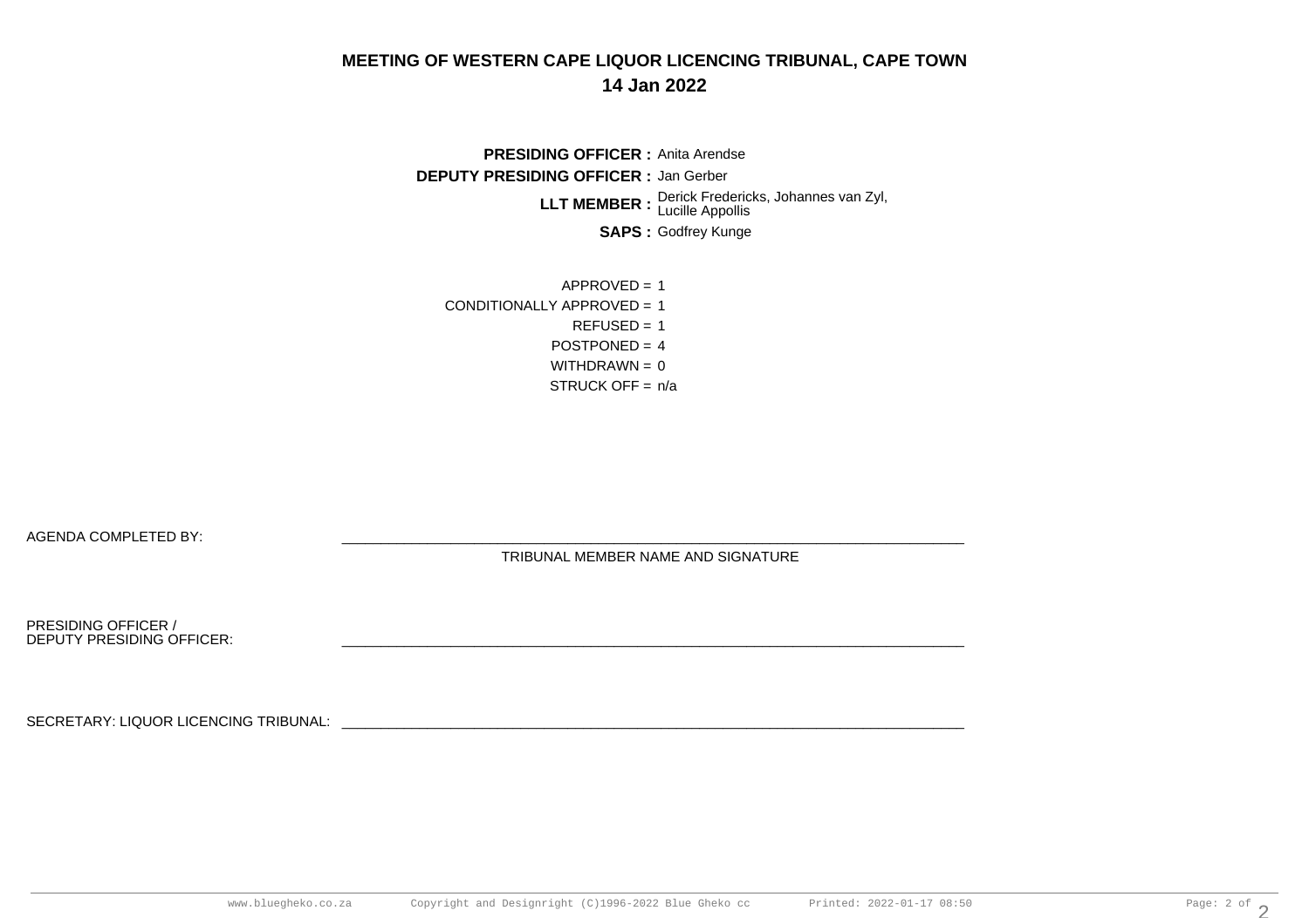# MEETING OF WESTERN CAPE LIQUOR LICENCING TRIBUNAL, CAPE TOWN
## 14 Jan 2022

**PRESIDING OFFICER :** Anita Arendse
**DEPUTY PRESIDING OFFICER :** Jan Gerber
**LLT MEMBER :** Derick Fredericks, Johannes van Zyl, Lucille Appollis
**SAPS :** Godfrey Kunge

APPROVED = 1
CONDITIONALLY APPROVED = 1
REFUSED = 1
POSTPONED = 4
WITHDRAWN = 0
STRUCK OFF = n/a

AGENDA COMPLETED BY: ______________________________________________

TRIBUNAL MEMBER NAME AND SIGNATURE

PRESIDING OFFICER / DEPUTY PRESIDING OFFICER: ______________________________________________

SECRETARY: LIQUOR LICENCING TRIBUNAL: ______________________________________________